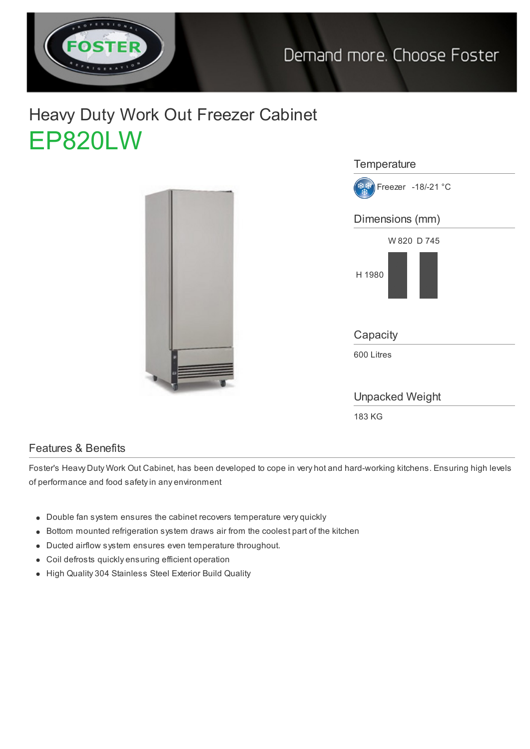Demand more. Choose Foster

# Heavy Duty Work Out Freezer Cabinet

## EP820LW

### Temperature

Freezer -18/-21 °C

### Dimensions (mm)

W 820 D 745

H 1980

### Capacity

600 Litres

### Unpacked Weight

183 KG

## Features & Benefits

Foster's Heavy Duty Work Out Cabinet, has been developed to cope in very hot and hard-working kitchens. Ensuring high levels of performance and food safety in any environment

- Double fan system ensures the cabinet recovers temperature very quickly
- Bottom mounted refrigeration system draws air from the coolest part of the kitchen
- Ducted airflow system ensures even temperature throughout.
- Coil defrosts quickly ensuring efficient operation
- High Quality 304 Stainless Steel Exterior Build Quality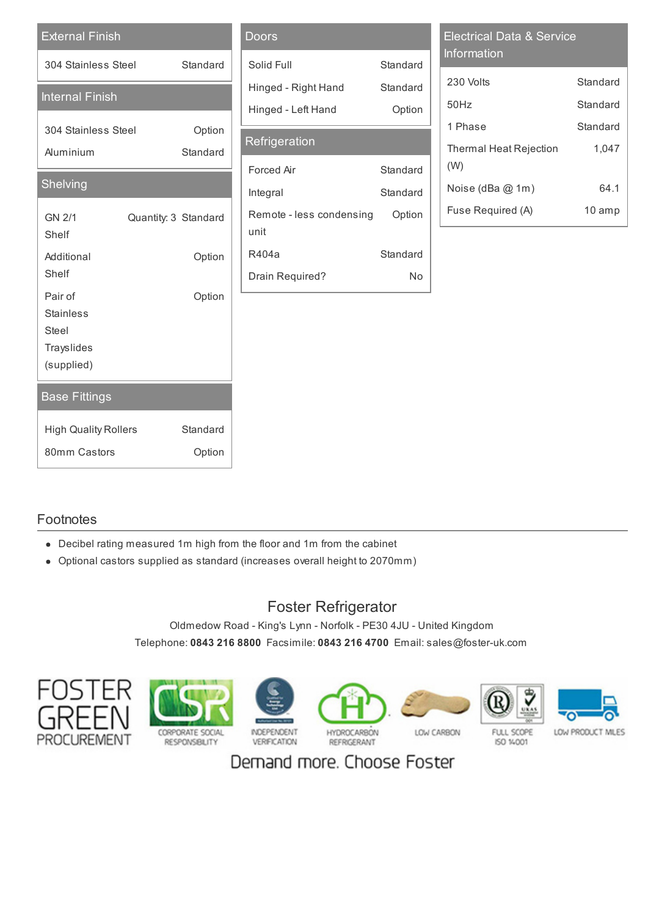## External Finish

| | |
|---|---|
| 304 Stainless Steel | Standard |

## Internal Finish

| | |
|---|---|
| 304 Stainless Steel | Option |
| Aluminium | Standard |

## Shelving

| | | |
|---|---|---|
| GN 2/1 Shelf | Quantity: 3 | Standard |
| Additional Shelf | | Option |
| Pair of Stainless Steel Trayslides (supplied) | | Option |

## Base Fittings

| | |
|---|---|
| High Quality Rollers | Standard |
| 80mm Castors | Option |

## Doors

| | |
|---|---|
| Solid Full | Standard |
| Hinged - Right Hand | Standard |
| Hinged - Left Hand | Option |

## Refrigeration

| | |
|---|---|
| Forced Air | Standard |
| Integral | Standard |
| Remote - less condensing unit | Option |
| R404a | Standard |
| Drain Required? | No |

## Electrical Data & Service Information

| | |
|---|---|
| 230 Volts | Standard |
| 50Hz | Standard |
| 1 Phase | Standard |
| Thermal Heat Rejection (W) | 1,047 |
| Noise (dBa @ 1m) | 64.1 |
| Fuse Required (A) | 10 amp |

## Footnotes

- Decibel rating measured 1m high from the floor and 1m from the cabinet
- Optional castors supplied as standard (increases overall height to 2070mm)

## Foster Refrigerator

Oldmedow Road - King's Lynn - Norfolk - PE30 4JU - United Kingdom

Telephone: **0843 216 8800** Facsimile: **0843 216 4700** Email: sales@foster-uk.com

FOSTER GREEN PROCUREMENT

CORPORATE SOCIAL RESPONSIBILITY

INDEPENDENT VERIFICATION

HYDROCARBON REFRIGERANT

LOW CARBON

FULL SCOPE ISO 14001

LOW PRODUCT MILES

Demand more. Choose Foster